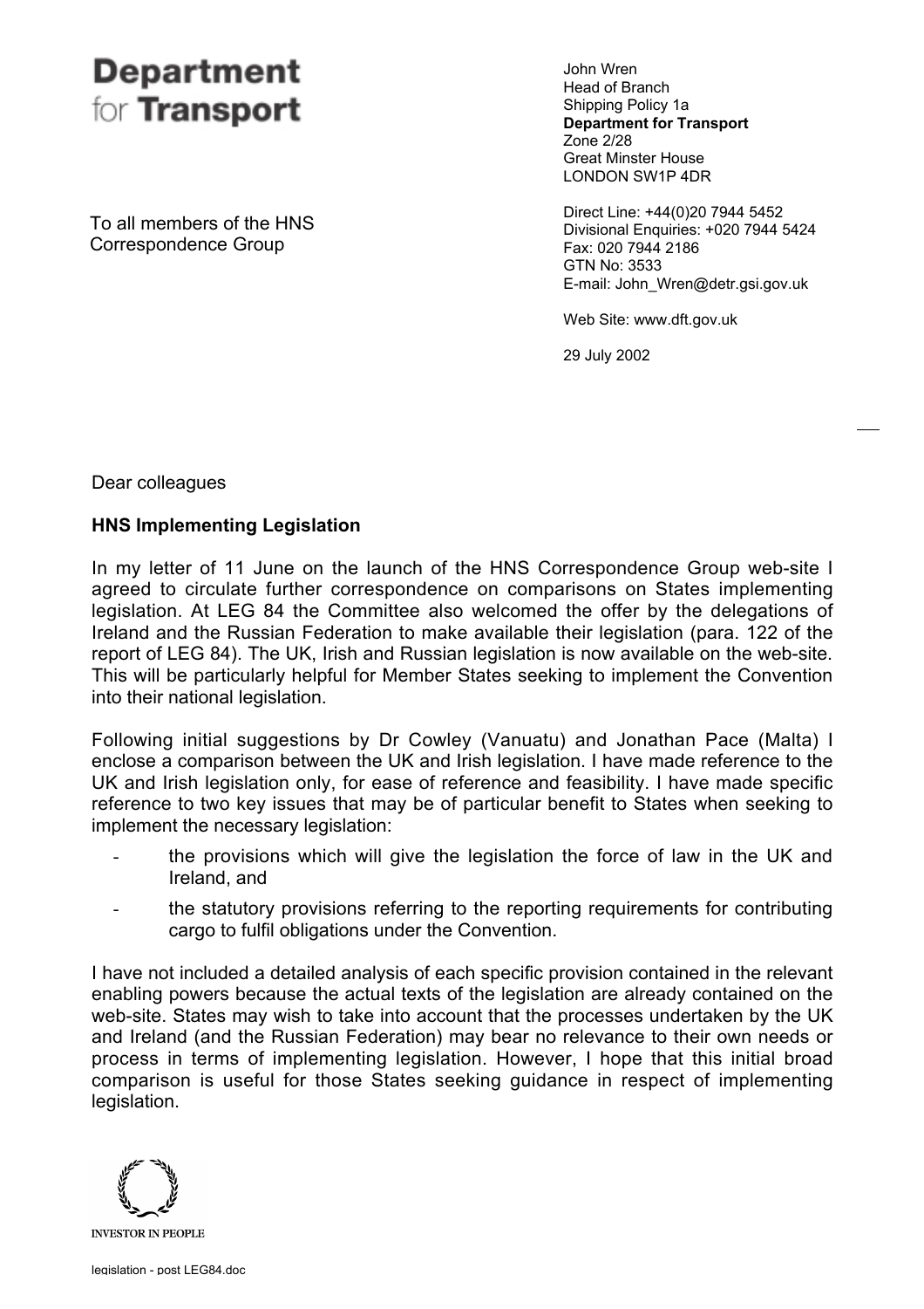# Department for Transport

John Wren
Head of Branch
Shipping Policy 1a
**Department for Transport**
Zone 2/28
Great Minster House
LONDON SW1P 4DR

Direct Line: +44(0)20 7944 5452
Divisional Enquiries: +020 7944 5424
Fax: 020 7944 2186
GTN No: 3533
E-mail: John_Wren@detr.gsi.gov.uk

Web Site: www.dft.gov.uk

29 July 2002

To all members of the HNS Correspondence Group

Dear colleagues

**HNS Implementing Legislation**

In my letter of 11 June on the launch of the HNS Correspondence Group web-site I agreed to circulate further correspondence on comparisons on States implementing legislation. At LEG 84 the Committee also welcomed the offer by the delegations of Ireland and the Russian Federation to make available their legislation (para. 122 of the report of LEG 84). The UK, Irish and Russian legislation is now available on the web-site. This will be particularly helpful for Member States seeking to implement the Convention into their national legislation.

Following initial suggestions by Dr Cowley (Vanuatu) and Jonathan Pace (Malta) I enclose a comparison between the UK and Irish legislation. I have made reference to the UK and Irish legislation only, for ease of reference and feasibility. I have made specific reference to two key issues that may be of particular benefit to States when seeking to implement the necessary legislation:

- the provisions which will give the legislation the force of law in the UK and Ireland, and
- the statutory provisions referring to the reporting requirements for contributing cargo to fulfil obligations under the Convention.

I have not included a detailed analysis of each specific provision contained in the relevant enabling powers because the actual texts of the legislation are already contained on the web-site. States may wish to take into account that the processes undertaken by the UK and Ireland (and the Russian Federation) may bear no relevance to their own needs or process in terms of implementing legislation. However, I hope that this initial broad comparison is useful for those States seeking guidance in respect of implementing legislation.

INVESTOR IN PEOPLE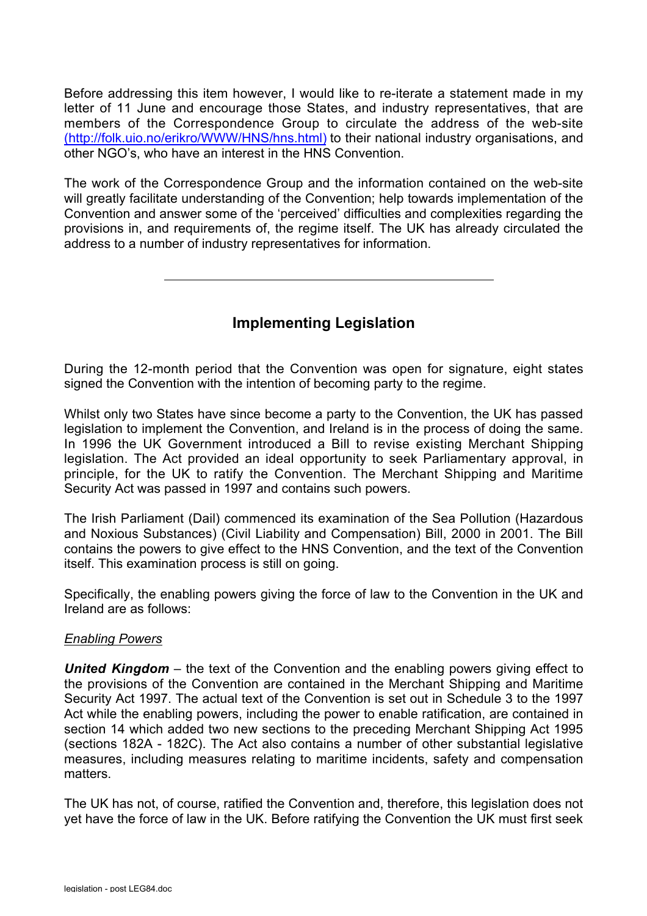Before addressing this item however, I would like to re-iterate a statement made in my letter of 11 June and encourage those States, and industry representatives, that are members of the Correspondence Group to circulate the address of the web-site (http://folk.uio.no/erikro/WWW/HNS/hns.html) to their national industry organisations, and other NGO's, who have an interest in the HNS Convention.

The work of the Correspondence Group and the information contained on the web-site will greatly facilitate understanding of the Convention; help towards implementation of the Convention and answer some of the 'perceived' difficulties and complexities regarding the provisions in, and requirements of, the regime itself. The UK has already circulated the address to a number of industry representatives for information.

---

## Implementing Legislation

During the 12-month period that the Convention was open for signature, eight states signed the Convention with the intention of becoming party to the regime.

Whilst only two States have since become a party to the Convention, the UK has passed legislation to implement the Convention, and Ireland is in the process of doing the same. In 1996 the UK Government introduced a Bill to revise existing Merchant Shipping legislation. The Act provided an ideal opportunity to seek Parliamentary approval, in principle, for the UK to ratify the Convention. The Merchant Shipping and Maritime Security Act was passed in 1997 and contains such powers.

The Irish Parliament (Dail) commenced its examination of the Sea Pollution (Hazardous and Noxious Substances) (Civil Liability and Compensation) Bill, 2000 in 2001. The Bill contains the powers to give effect to the HNS Convention, and the text of the Convention itself. This examination process is still on going.

Specifically, the enabling powers giving the force of law to the Convention in the UK and Ireland are as follows:

*Enabling Powers*

***United Kingdom*** – the text of the Convention and the enabling powers giving effect to the provisions of the Convention are contained in the Merchant Shipping and Maritime Security Act 1997. The actual text of the Convention is set out in Schedule 3 to the 1997 Act while the enabling powers, including the power to enable ratification, are contained in section 14 which added two new sections to the preceding Merchant Shipping Act 1995 (sections 182A - 182C). The Act also contains a number of other substantial legislative measures, including measures relating to maritime incidents, safety and compensation matters.

The UK has not, of course, ratified the Convention and, therefore, this legislation does not yet have the force of law in the UK. Before ratifying the Convention the UK must first seek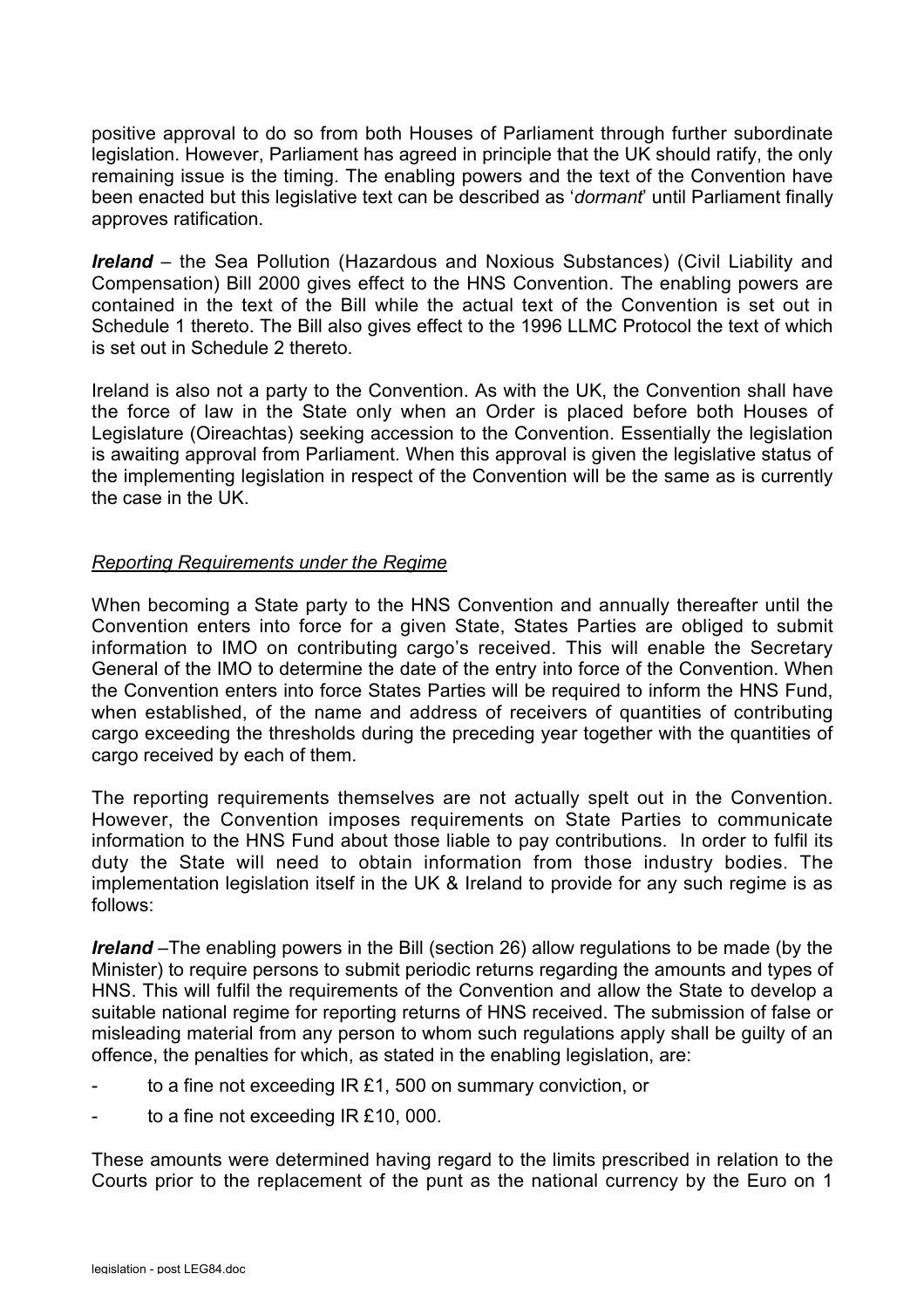positive approval to do so from both Houses of Parliament through further subordinate legislation. However, Parliament has agreed in principle that the UK should ratify, the only remaining issue is the timing. The enabling powers and the text of the Convention have been enacted but this legislative text can be described as '*dormant*' until Parliament finally approves ratification.

***Ireland*** – the Sea Pollution (Hazardous and Noxious Substances) (Civil Liability and Compensation) Bill 2000 gives effect to the HNS Convention. The enabling powers are contained in the text of the Bill while the actual text of the Convention is set out in Schedule 1 thereto. The Bill also gives effect to the 1996 LLMC Protocol the text of which is set out in Schedule 2 thereto.

Ireland is also not a party to the Convention. As with the UK, the Convention shall have the force of law in the State only when an Order is placed before both Houses of Legislature (Oireachtas) seeking accession to the Convention. Essentially the legislation is awaiting approval from Parliament. When this approval is given the legislative status of the implementing legislation in respect of the Convention will be the same as is currently the case in the UK.

*Reporting Requirements under the Regime*

When becoming a State party to the HNS Convention and annually thereafter until the Convention enters into force for a given State, States Parties are obliged to submit information to IMO on contributing cargo's received. This will enable the Secretary General of the IMO to determine the date of the entry into force of the Convention. When the Convention enters into force States Parties will be required to inform the HNS Fund, when established, of the name and address of receivers of quantities of contributing cargo exceeding the thresholds during the preceding year together with the quantities of cargo received by each of them.

The reporting requirements themselves are not actually spelt out in the Convention. However, the Convention imposes requirements on State Parties to communicate information to the HNS Fund about those liable to pay contributions. In order to fulfil its duty the State will need to obtain information from those industry bodies. The implementation legislation itself in the UK & Ireland to provide for any such regime is as follows:

***Ireland*** –The enabling powers in the Bill (section 26) allow regulations to be made (by the Minister) to require persons to submit periodic returns regarding the amounts and types of HNS. This will fulfil the requirements of the Convention and allow the State to develop a suitable national regime for reporting returns of HNS received. The submission of false or misleading material from any person to whom such regulations apply shall be guilty of an offence, the penalties for which, as stated in the enabling legislation, are:

- to a fine not exceeding IR £1, 500 on summary conviction, or
- to a fine not exceeding IR £10, 000.

These amounts were determined having regard to the limits prescribed in relation to the Courts prior to the replacement of the punt as the national currency by the Euro on 1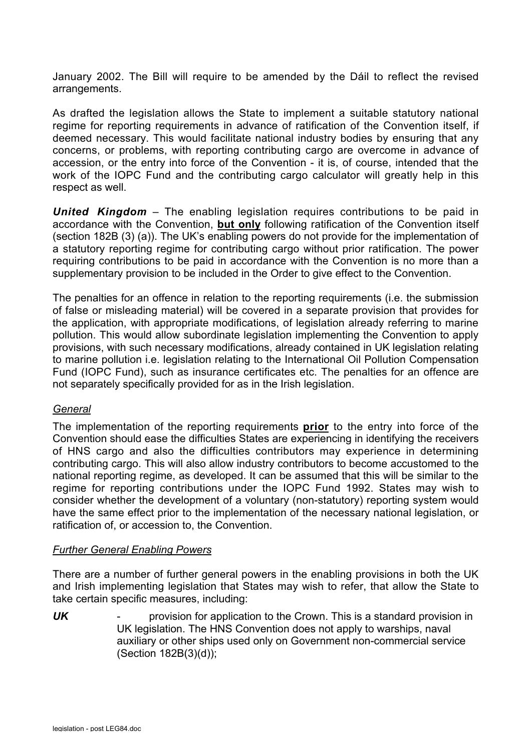January 2002. The Bill will require to be amended by the Dáil to reflect the revised arrangements.

As drafted the legislation allows the State to implement a suitable statutory national regime for reporting requirements in advance of ratification of the Convention itself, if deemed necessary. This would facilitate national industry bodies by ensuring that any concerns, or problems, with reporting contributing cargo are overcome in advance of accession, or the entry into force of the Convention - it is, of course, intended that the work of the IOPC Fund and the contributing cargo calculator will greatly help in this respect as well.

***United Kingdom*** – The enabling legislation requires contributions to be paid in accordance with the Convention, **but only** following ratification of the Convention itself (section 182B (3) (a)). The UK's enabling powers do not provide for the implementation of a statutory reporting regime for contributing cargo without prior ratification. The power requiring contributions to be paid in accordance with the Convention is no more than a supplementary provision to be included in the Order to give effect to the Convention.

The penalties for an offence in relation to the reporting requirements (i.e. the submission of false or misleading material) will be covered in a separate provision that provides for the application, with appropriate modifications, of legislation already referring to marine pollution. This would allow subordinate legislation implementing the Convention to apply provisions, with such necessary modifications, already contained in UK legislation relating to marine pollution i.e. legislation relating to the International Oil Pollution Compensation Fund (IOPC Fund), such as insurance certificates etc. The penalties for an offence are not separately specifically provided for as in the Irish legislation.

*General*

The implementation of the reporting requirements **prior** to the entry into force of the Convention should ease the difficulties States are experiencing in identifying the receivers of HNS cargo and also the difficulties contributors may experience in determining contributing cargo. This will also allow industry contributors to become accustomed to the national reporting regime, as developed. It can be assumed that this will be similar to the regime for reporting contributions under the IOPC Fund 1992. States may wish to consider whether the development of a voluntary (non-statutory) reporting system would have the same effect prior to the implementation of the necessary national legislation, or ratification of, or accession to, the Convention.

*Further General Enabling Powers*

There are a number of further general powers in the enabling provisions in both the UK and Irish implementing legislation that States may wish to refer, that allow the State to take certain specific measures, including:

***UK*** - provision for application to the Crown. This is a standard provision in UK legislation. The HNS Convention does not apply to warships, naval auxiliary or other ships used only on Government non-commercial service (Section 182B(3)(d));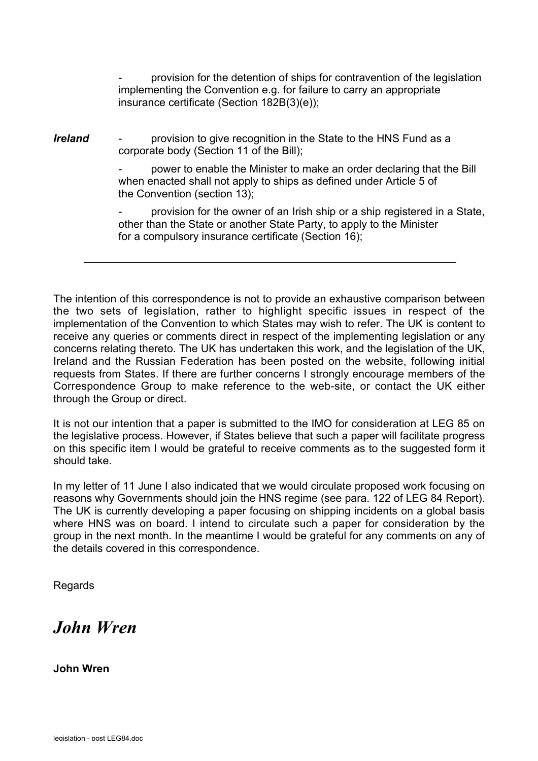- provision for the detention of ships for contravention of the legislation implementing the Convention e.g. for failure to carry an appropriate insurance certificate (Section 182B(3)(e));

***Ireland***

- provision to give recognition in the State to the HNS Fund as a corporate body (Section 11 of the Bill);
- power to enable the Minister to make an order declaring that the Bill when enacted shall not apply to ships as defined under Article 5 of the Convention (section 13);
- provision for the owner of an Irish ship or a ship registered in a State, other than the State or another State Party, to apply to the Minister for a compulsory insurance certificate (Section 16);

---

The intention of this correspondence is not to provide an exhaustive comparison between the two sets of legislation, rather to highlight specific issues in respect of the implementation of the Convention to which States may wish to refer. The UK is content to receive any queries or comments direct in respect of the implementing legislation or any concerns relating thereto. The UK has undertaken this work, and the legislation of the UK, Ireland and the Russian Federation has been posted on the website, following initial requests from States. If there are further concerns I strongly encourage members of the Correspondence Group to make reference to the web-site, or contact the UK either through the Group or direct.

It is not our intention that a paper is submitted to the IMO for consideration at LEG 85 on the legislative process. However, if States believe that such a paper will facilitate progress on this specific item I would be grateful to receive comments as to the suggested form it should take.

In my letter of 11 June I also indicated that we would circulate proposed work focusing on reasons why Governments should join the HNS regime (see para. 122 of LEG 84 Report). The UK is currently developing a paper focusing on shipping incidents on a global basis where HNS was on board. I intend to circulate such a paper for consideration by the group in the next month. In the meantime I would be grateful for any comments on any of the details covered in this correspondence.

Regards

*John Wren*

**John Wren**